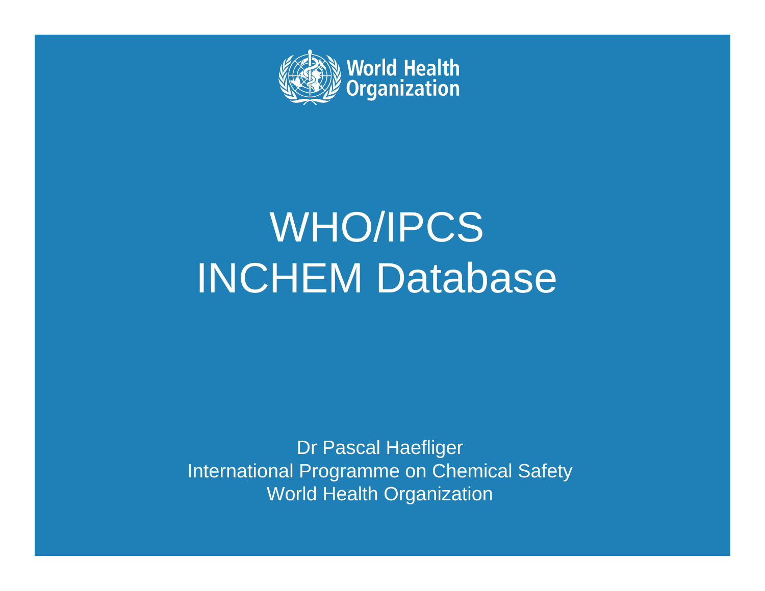World Health Organization

# WHO/IPCS INCHEM Database

Dr Pascal Haefliger
International Programme on Chemical Safety
World Health Organization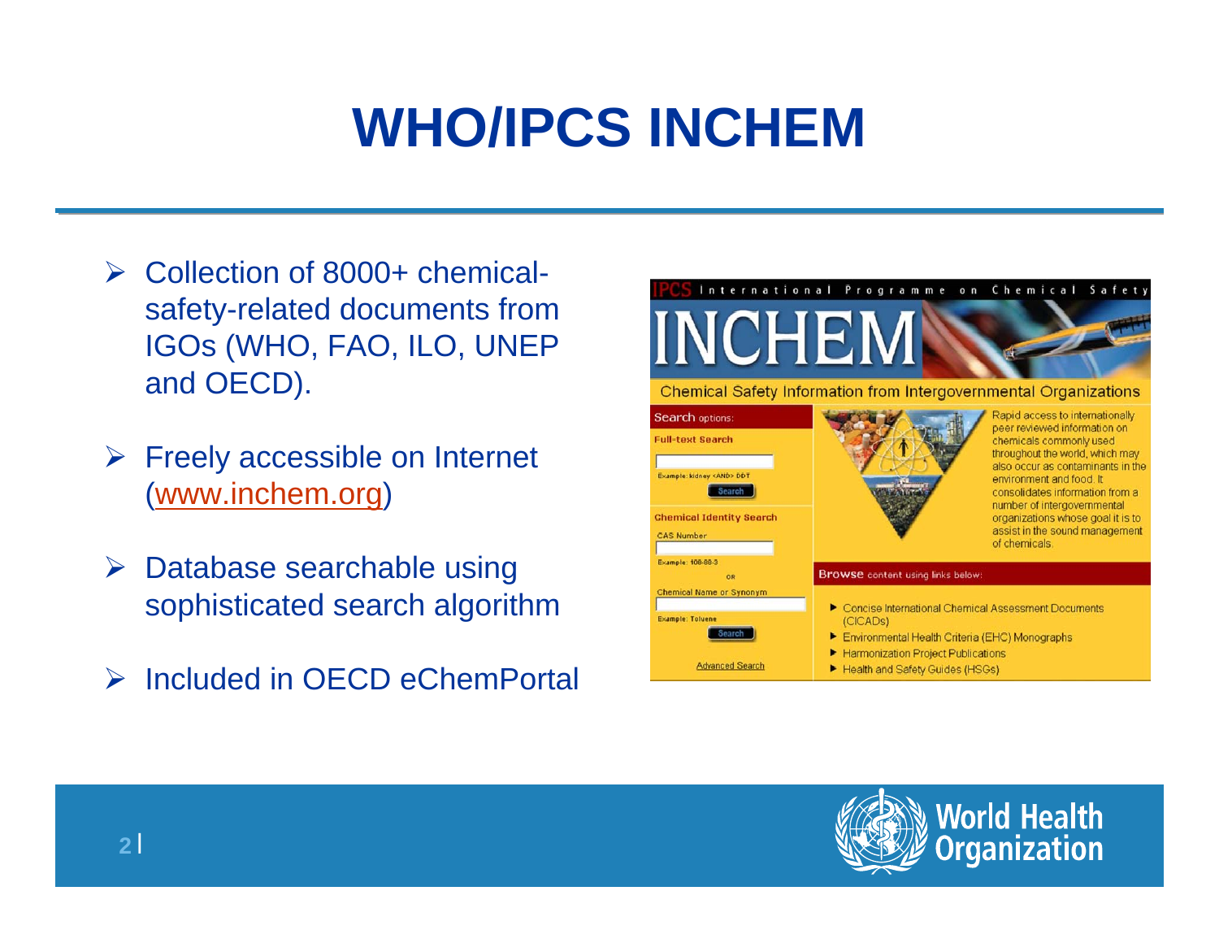# WHO/IPCS INCHEM

- Collection of 8000+ chemical-safety-related documents from IGOs (WHO, FAO, ILO, UNEP and OECD).
- Freely accessible on Internet (www.inchem.org)
- Database searchable using sophisticated search algorithm
- Included in OECD eChemPortal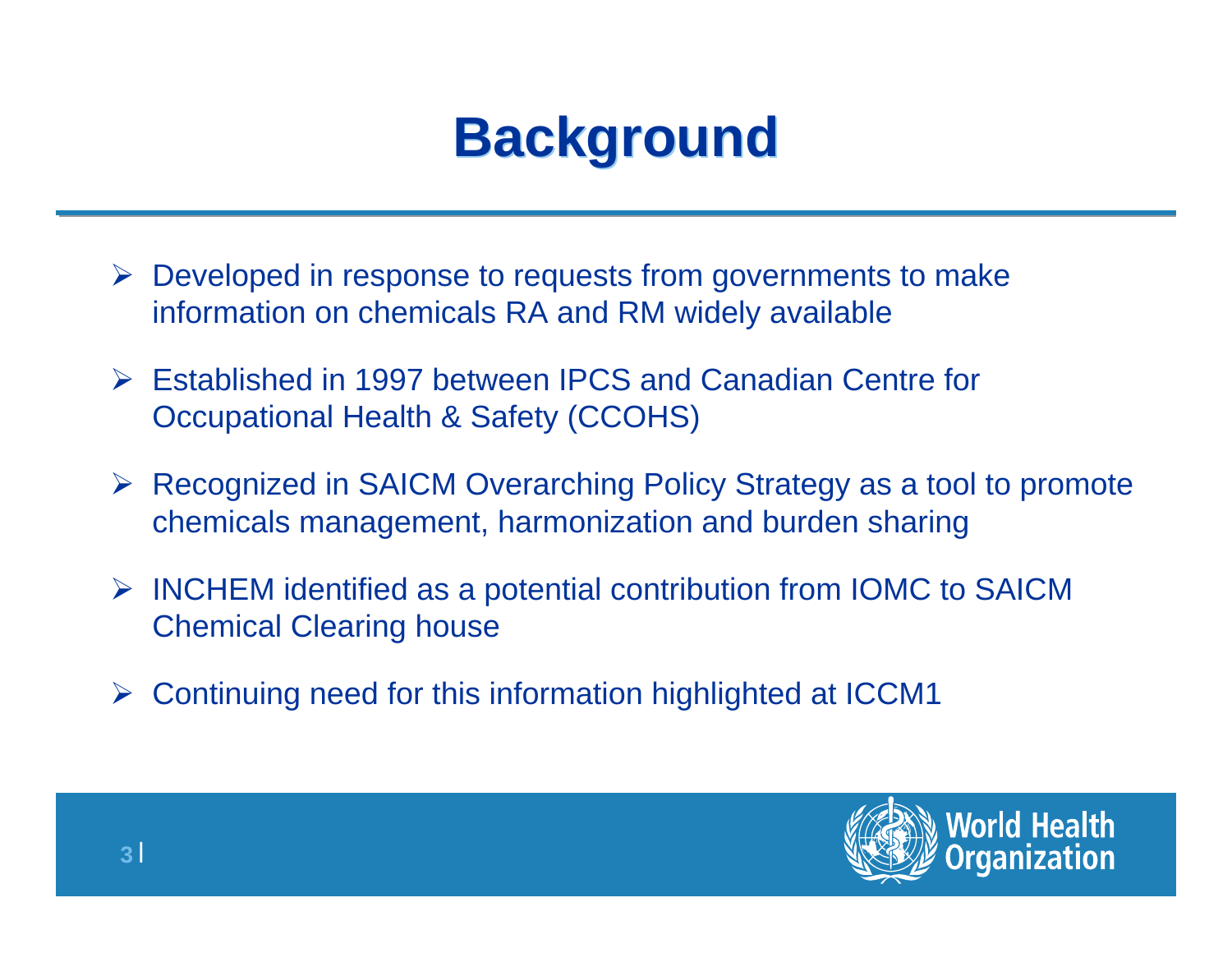# Background

- Developed in response to requests from governments to make information on chemicals RA and RM widely available
- Established in 1997 between IPCS and Canadian Centre for Occupational Health & Safety (CCOHS)
- Recognized in SAICM Overarching Policy Strategy as a tool to promote chemicals management, harmonization and burden sharing
- INCHEM identified as a potential contribution from IOMC to SAICM Chemical Clearing house
- Continuing need for this information highlighted at ICCM1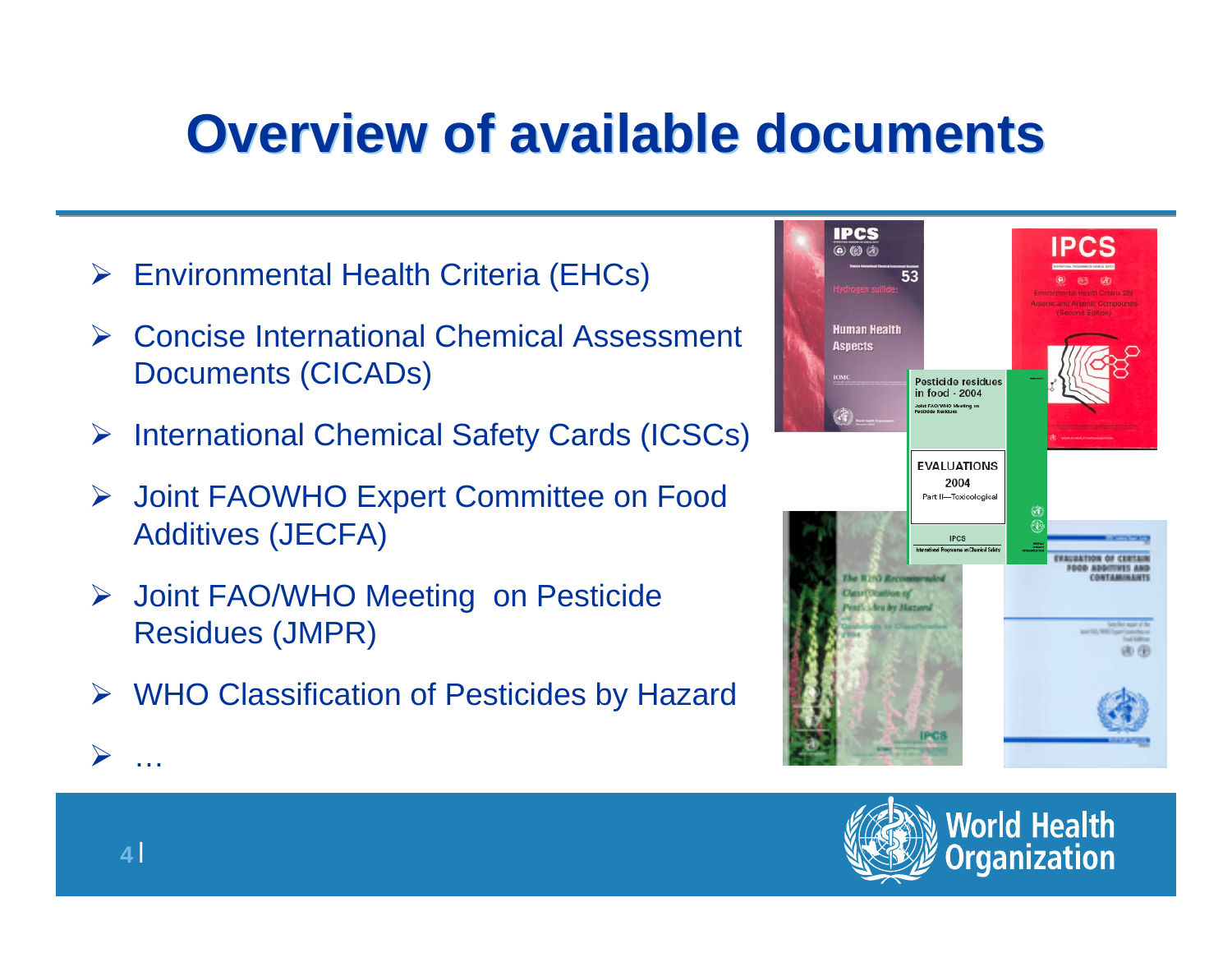# Overview of available documents

- Environmental Health Criteria (EHCs)
- Concise International Chemical Assessment Documents (CICADs)
- International Chemical Safety Cards (ICSCs)
- Joint FAOWHO Expert Committee on Food Additives (JECFA)
- Joint FAO/WHO Meeting on Pesticide Residues (JMPR)
- WHO Classification of Pesticides by Hazard
- …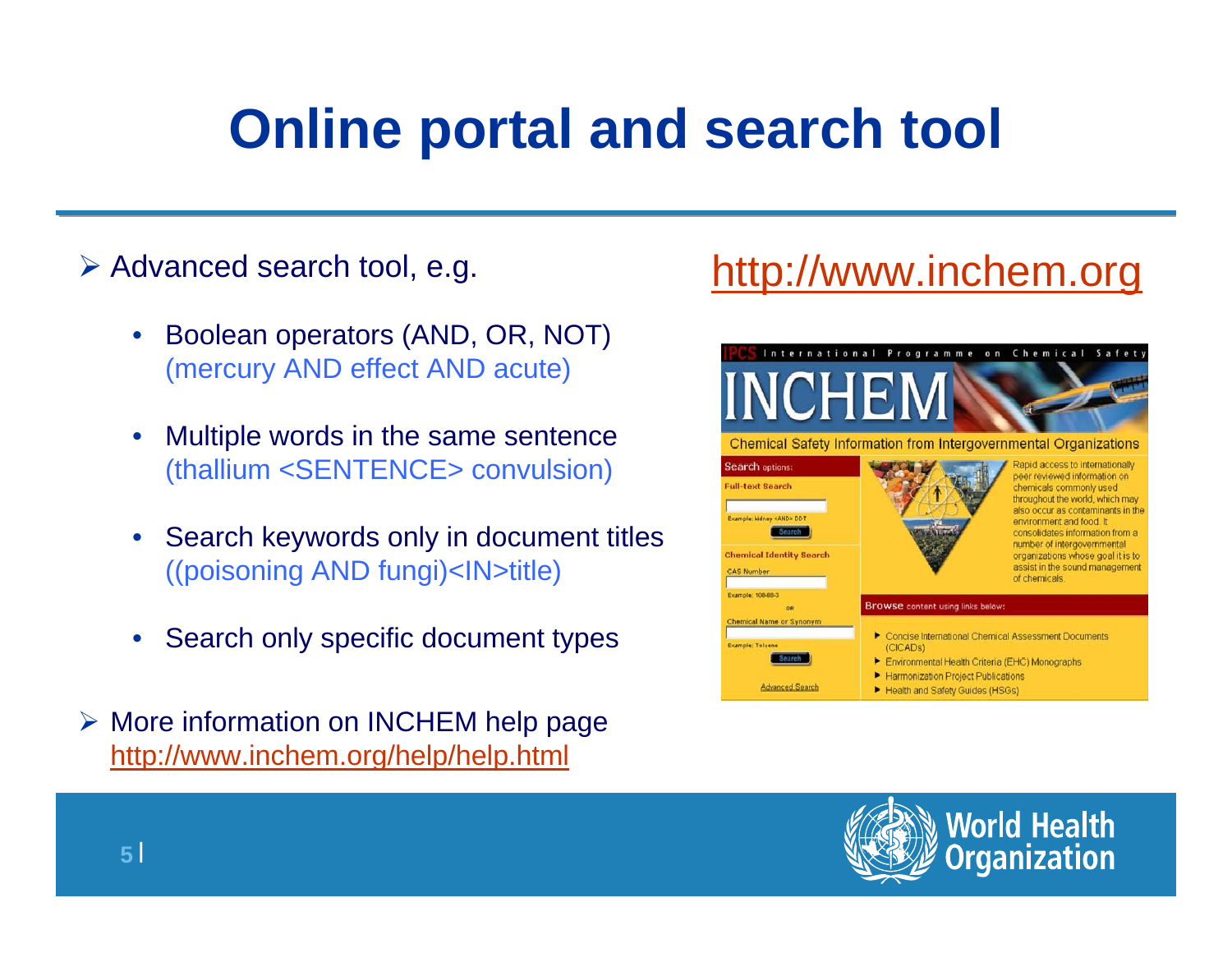# Online portal and search tool

- Advanced search tool, e.g.
  - Boolean operators (AND, OR, NOT) (mercury AND effect AND acute)
  - Multiple words in the same sentence (thallium <SENTENCE> convulsion)
  - Search keywords only in document titles ((poisoning AND fungi)<IN>title)
  - Search only specific document types
- More information on INCHEM help page http://www.inchem.org/help/help.html

http://www.inchem.org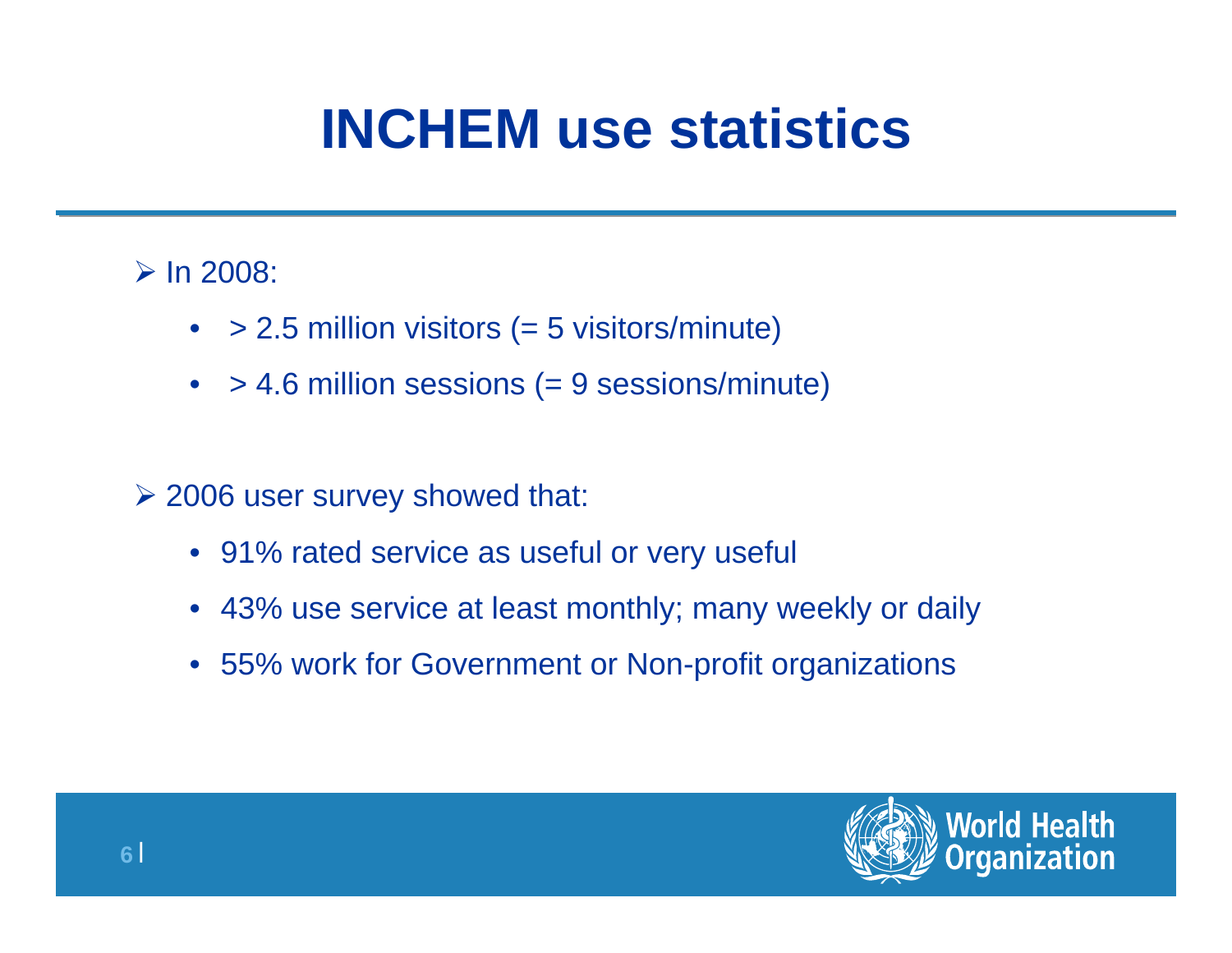# INCHEM use statistics

- In 2008:
  - > 2.5 million visitors (= 5 visitors/minute)
  - > 4.6 million sessions (= 9 sessions/minute)

- 2006 user survey showed that:
  - 91% rated service as useful or very useful
  - 43% use service at least monthly; many weekly or daily
  - 55% work for Government or Non-profit organizations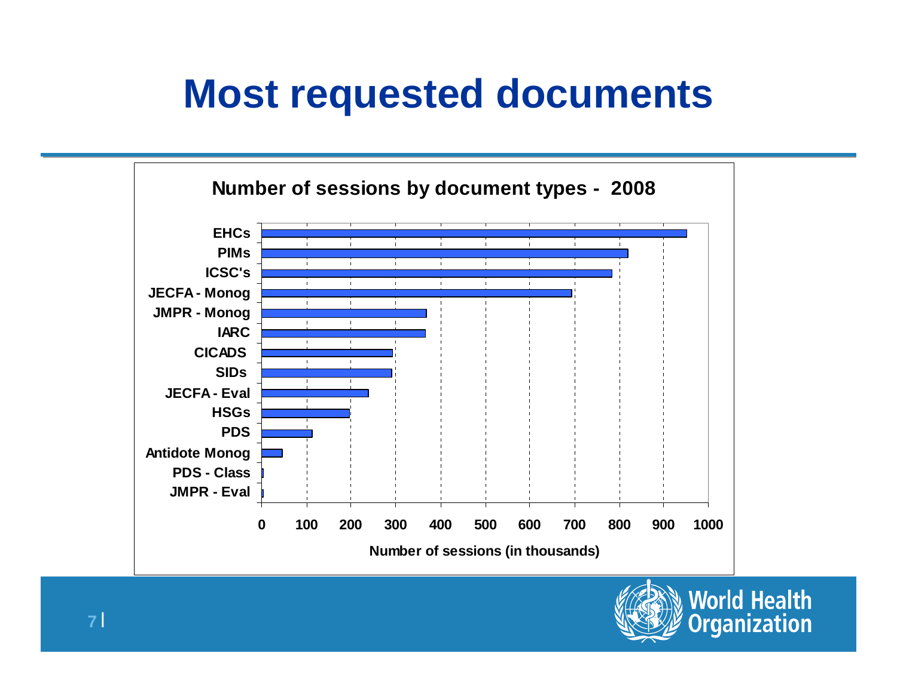# Most requested documents

**Number of sessions by document types - 2008**

| Document type | Number of sessions (in thousands) |
|---|---|
| EHCs | ~950 |
| PIMs | ~820 |
| ICSC's | ~785 |
| JECFA - Monog | ~695 |
| JMPR - Monog | ~370 |
| IARC | ~365 |
| CICADS | ~295 |
| SIDs | ~290 |
| JECFA - Eval | ~240 |
| HSGs | ~195 |
| PDS | ~115 |
| Antidote Monog | ~45 |
| PDS - Class | ~5 |
| JMPR - Eval | ~5 |

Number of sessions (in thousands)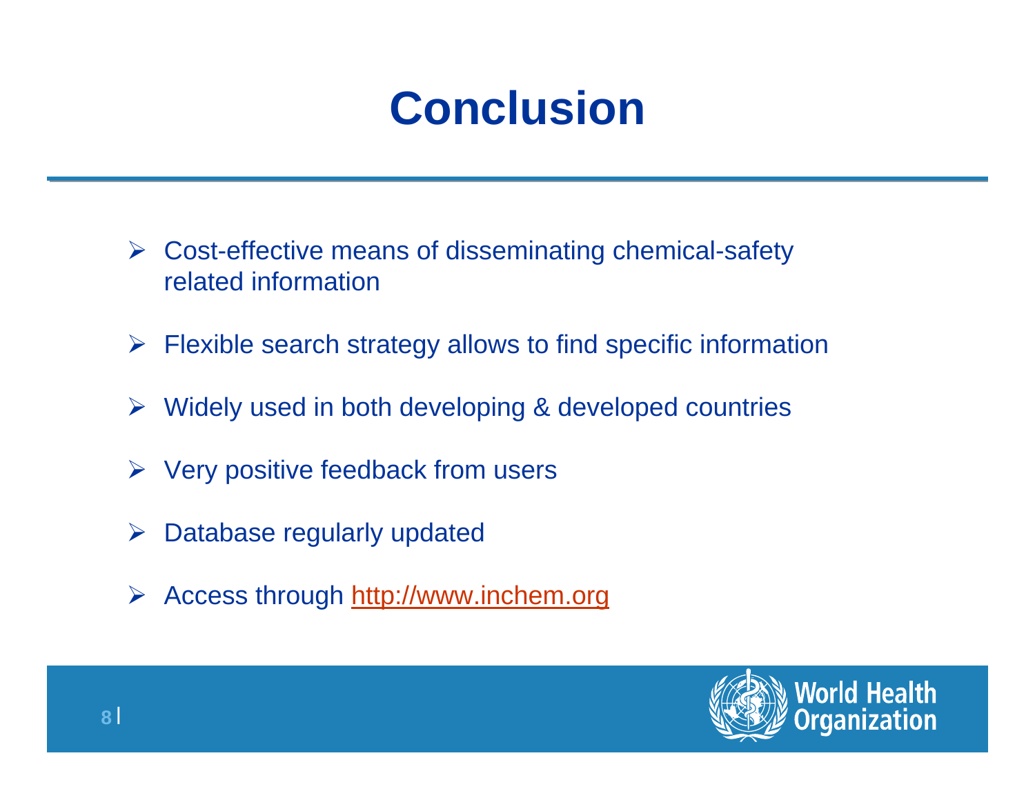# Conclusion

- Cost-effective means of disseminating chemical-safety related information
- Flexible search strategy allows to find specific information
- Widely used in both developing & developed countries
- Very positive feedback from users
- Database regularly updated
- Access through http://www.inchem.org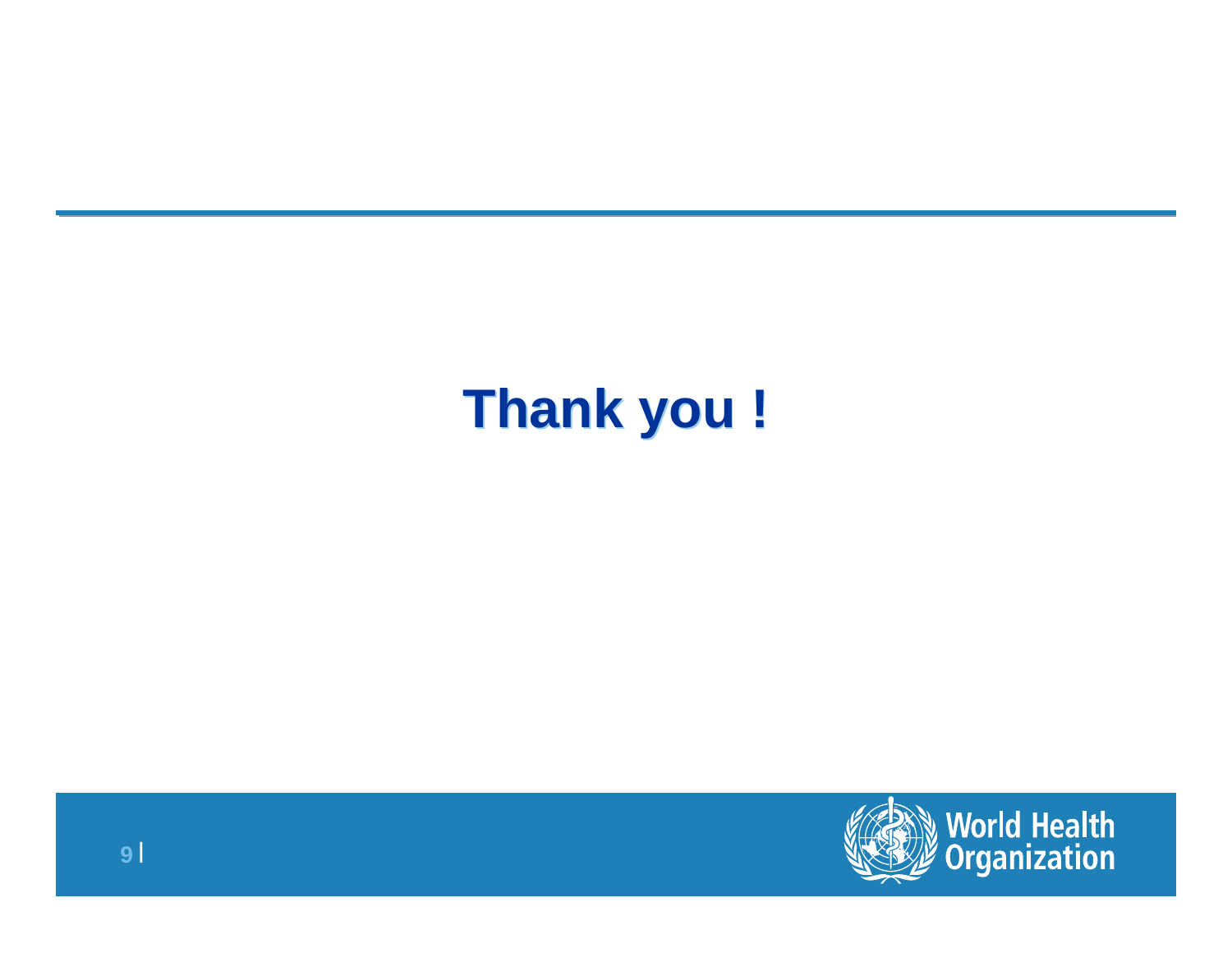# Thank you !